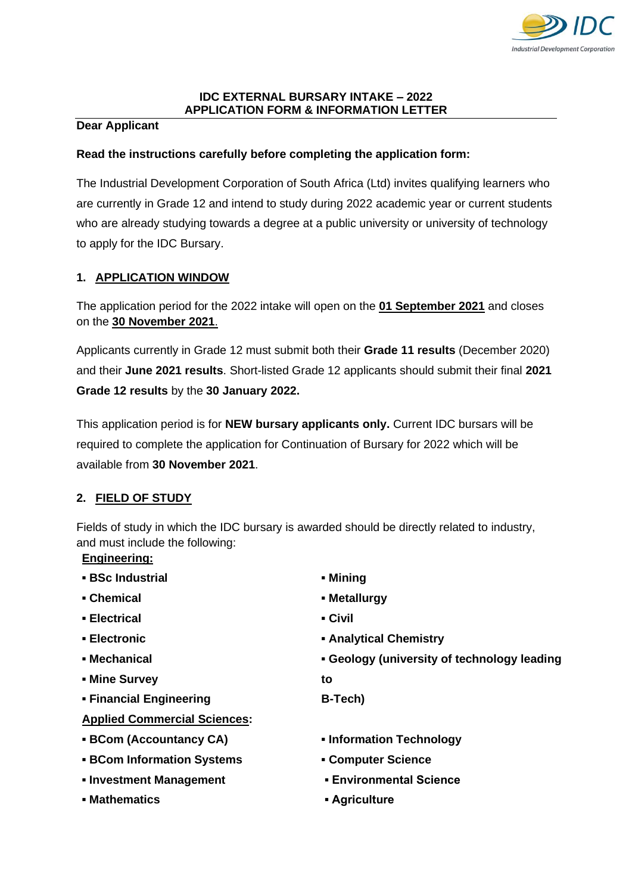# IDC EXTERNAL BURSARY INTAKE – 2022
## APPLICATION FORM & INFORMATION LETTER

**Dear Applicant**

**Read the instructions carefully before completing the application form:**

The Industrial Development Corporation of South Africa (Ltd) invites qualifying learners who are currently in Grade 12 and intend to study during 2022 academic year or current students who are already studying towards a degree at a public university or university of technology to apply for the IDC Bursary.

## 1. APPLICATION WINDOW

The application period for the 2022 intake will open on the **01 September 2021** and closes on the **30 November 2021**.

Applicants currently in Grade 12 must submit both their **Grade 11 results** (December 2020) and their **June 2021 results**. Short-listed Grade 12 applicants should submit their final **2021 Grade 12 results** by the **30 January 2022.**

This application period is for **NEW bursary applicants only.** Current IDC bursars will be required to complete the application for Continuation of Bursary for 2022 which will be available from **30 November 2021**.

## 2. FIELD OF STUDY

Fields of study in which the IDC bursary is awarded should be directly related to industry, and must include the following:

**Engineering:**

- **BSc Industrial**
- **Chemical**
- **Electrical**
- **Electronic**
- **Mechanical**
- **Mine Survey**
- **Financial Engineering**
- **Mining**
- **Metallurgy**
- **Civil**
- **Analytical Chemistry**
- **Geology (university of technology leading to B-Tech)**

**Applied Commercial Sciences:**

- **BCom (Accountancy CA)**
- **BCom Information Systems**
- **Investment Management**
- **Mathematics**
- **Information Technology**
- **Computer Science**
- **Environmental Science**
- **Agriculture**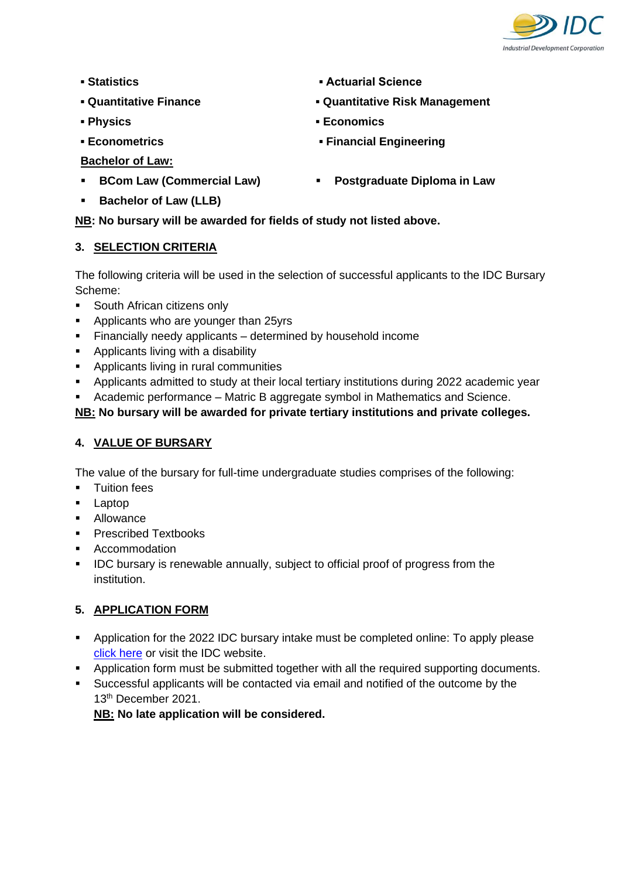- **Statistics**
- **Actuarial Science**
- **Quantitative Finance**
- **Quantitative Risk Management**
- **Physics**
- **Economics**
- **Econometrics**
- **Financial Engineering**

**<u>Bachelor of Law:</u>**

- **BCom Law (Commercial Law)**
- **Postgraduate Diploma in Law**
- **Bachelor of Law (LLB)**

**<u>NB</u>: No bursary will be awarded for fields of study not listed above.**

## 3. SELECTION CRITERIA

The following criteria will be used in the selection of successful applicants to the IDC Bursary Scheme:

- South African citizens only
- Applicants who are younger than 25yrs
- Financially needy applicants – determined by household income
- Applicants living with a disability
- Applicants living in rural communities
- Applicants admitted to study at their local tertiary institutions during 2022 academic year
- Academic performance – Matric B aggregate symbol in Mathematics and Science.

**<u>NB:</u> No bursary will be awarded for private tertiary institutions and private colleges.**

## 4. VALUE OF BURSARY

The value of the bursary for full-time undergraduate studies comprises of the following:

- Tuition fees
- Laptop
- Allowance
- Prescribed Textbooks
- Accommodation
- IDC bursary is renewable annually, subject to official proof of progress from the institution.

## 5. APPLICATION FORM

- Application for the 2022 IDC bursary intake must be completed online: To apply please click here or visit the IDC website.
- Application form must be submitted together with all the required supporting documents.
- Successful applicants will be contacted via email and notified of the outcome by the 13th December 2021.

  **<u>NB:</u> No late application will be considered.**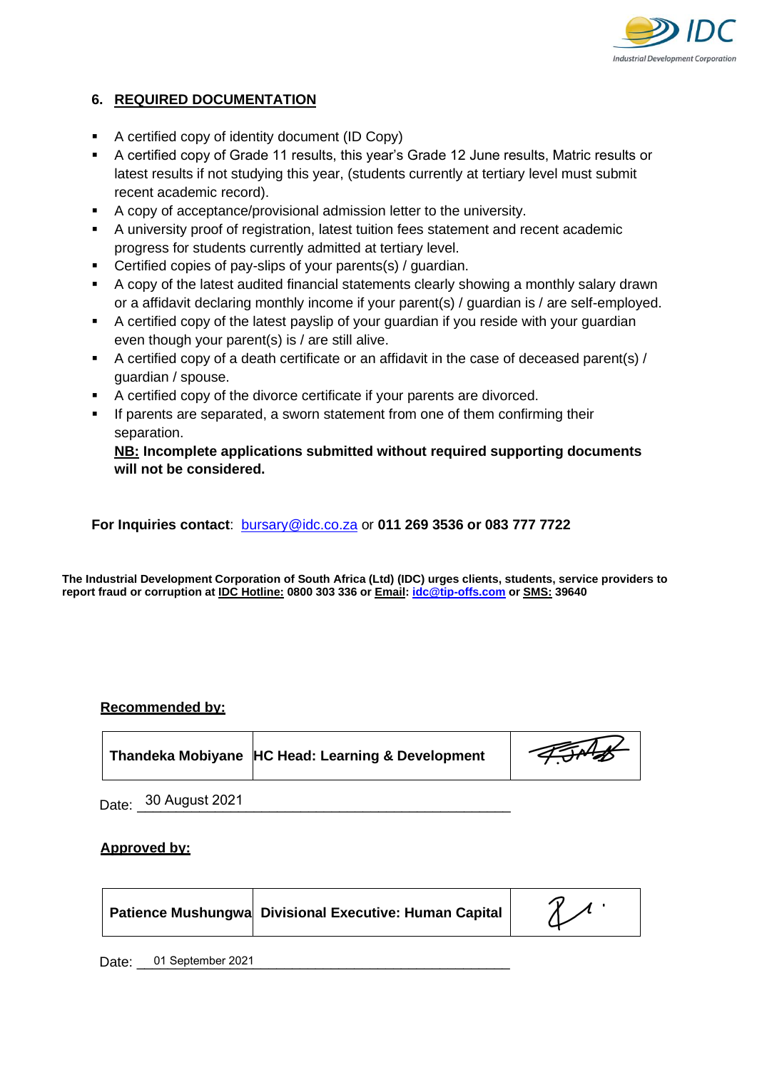## 6. REQUIRED DOCUMENTATION

- A certified copy of identity document (ID Copy)
- A certified copy of Grade 11 results, this year's Grade 12 June results, Matric results or latest results if not studying this year, (students currently at tertiary level must submit recent academic record).
- A copy of acceptance/provisional admission letter to the university.
- A university proof of registration, latest tuition fees statement and recent academic progress for students currently admitted at tertiary level.
- Certified copies of pay-slips of your parents(s) / guardian.
- A copy of the latest audited financial statements clearly showing a monthly salary drawn or a affidavit declaring monthly income if your parent(s) / guardian is / are self-employed.
- A certified copy of the latest payslip of your guardian if you reside with your guardian even though your parent(s) is / are still alive.
- A certified copy of a death certificate or an affidavit in the case of deceased parent(s) / guardian / spouse.
- A certified copy of the divorce certificate if your parents are divorced.
- If parents are separated, a sworn statement from one of them confirming their separation.

  **NB: Incomplete applications submitted without required supporting documents will not be considered.**

**For Inquiries contact**: bursary@idc.co.za or **011 269 3536 or 083 777 7722**

**The Industrial Development Corporation of South Africa (Ltd) (IDC) urges clients, students, service providers to report fraud or corruption at IDC Hotline: 0800 303 336 or Email: idc@tip-offs.com or SMS: 39640**

**Recommended by:**

| | | |
|---|---|---|
| **Thandeka Mobiyane** | **HC Head: Learning & Development** | |

Date: 30 August 2021

**Approved by:**

| | | |
|---|---|---|
| **Patience Mushungwa** | **Divisional Executive: Human Capital** | |

Date: 01 September 2021